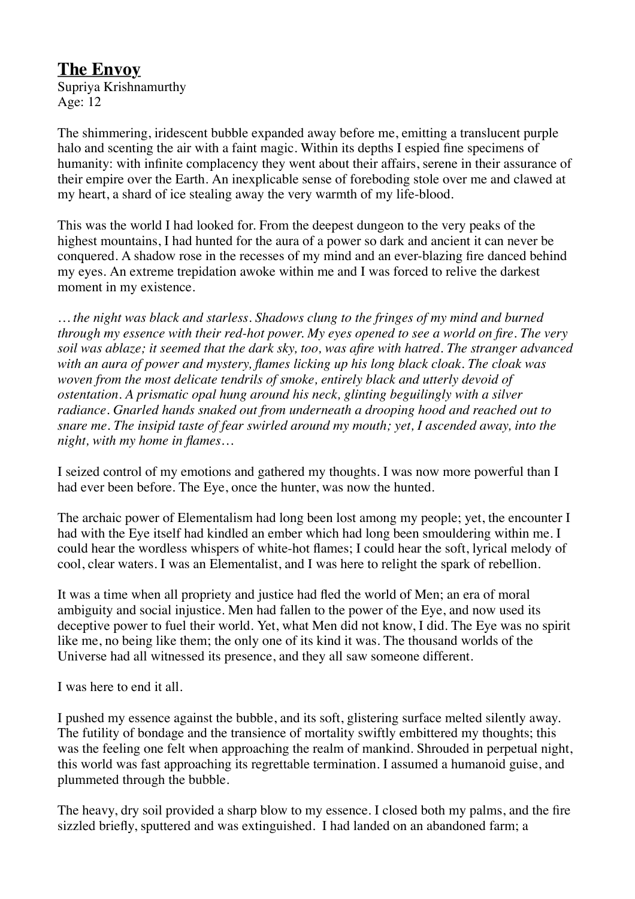# **The Envoy**

Supriya Krishnamurthy
Age: 12

The shimmering, iridescent bubble expanded away before me, emitting a translucent purple halo and scenting the air with a faint magic. Within its depths I espied fine specimens of humanity: with infinite complacency they went about their affairs, serene in their assurance of their empire over the Earth. An inexplicable sense of foreboding stole over me and clawed at my heart, a shard of ice stealing away the very warmth of my life-blood.

This was the world I had looked for. From the deepest dungeon to the very peaks of the highest mountains, I had hunted for the aura of a power so dark and ancient it can never be conquered. A shadow rose in the recesses of my mind and an ever-blazing fire danced behind my eyes. An extreme trepidation awoke within me and I was forced to relive the darkest moment in my existence.

*… the night was black and starless. Shadows clung to the fringes of my mind and burned through my essence with their red-hot power. My eyes opened to see a world on fire. The very soil was ablaze; it seemed that the dark sky, too, was afire with hatred. The stranger advanced with an aura of power and mystery, flames licking up his long black cloak. The cloak was woven from the most delicate tendrils of smoke, entirely black and utterly devoid of ostentation. A prismatic opal hung around his neck, glinting beguilingly with a silver radiance. Gnarled hands snaked out from underneath a drooping hood and reached out to snare me. The insipid taste of fear swirled around my mouth; yet, I ascended away, into the night, with my home in flames…*

I seized control of my emotions and gathered my thoughts. I was now more powerful than I had ever been before. The Eye, once the hunter, was now the hunted.

The archaic power of Elementalism had long been lost among my people; yet, the encounter I had with the Eye itself had kindled an ember which had long been smouldering within me. I could hear the wordless whispers of white-hot flames; I could hear the soft, lyrical melody of cool, clear waters. I was an Elementalist, and I was here to relight the spark of rebellion.

It was a time when all propriety and justice had fled the world of Men; an era of moral ambiguity and social injustice. Men had fallen to the power of the Eye, and now used its deceptive power to fuel their world. Yet, what Men did not know, I did. The Eye was no spirit like me, no being like them; the only one of its kind it was. The thousand worlds of the Universe had all witnessed its presence, and they all saw someone different.

I was here to end it all.

I pushed my essence against the bubble, and its soft, glistering surface melted silently away. The futility of bondage and the transience of mortality swiftly embittered my thoughts; this was the feeling one felt when approaching the realm of mankind. Shrouded in perpetual night, this world was fast approaching its regrettable termination. I assumed a humanoid guise, and plummeted through the bubble.

The heavy, dry soil provided a sharp blow to my essence. I closed both my palms, and the fire sizzled briefly, sputtered and was extinguished. I had landed on an abandoned farm; a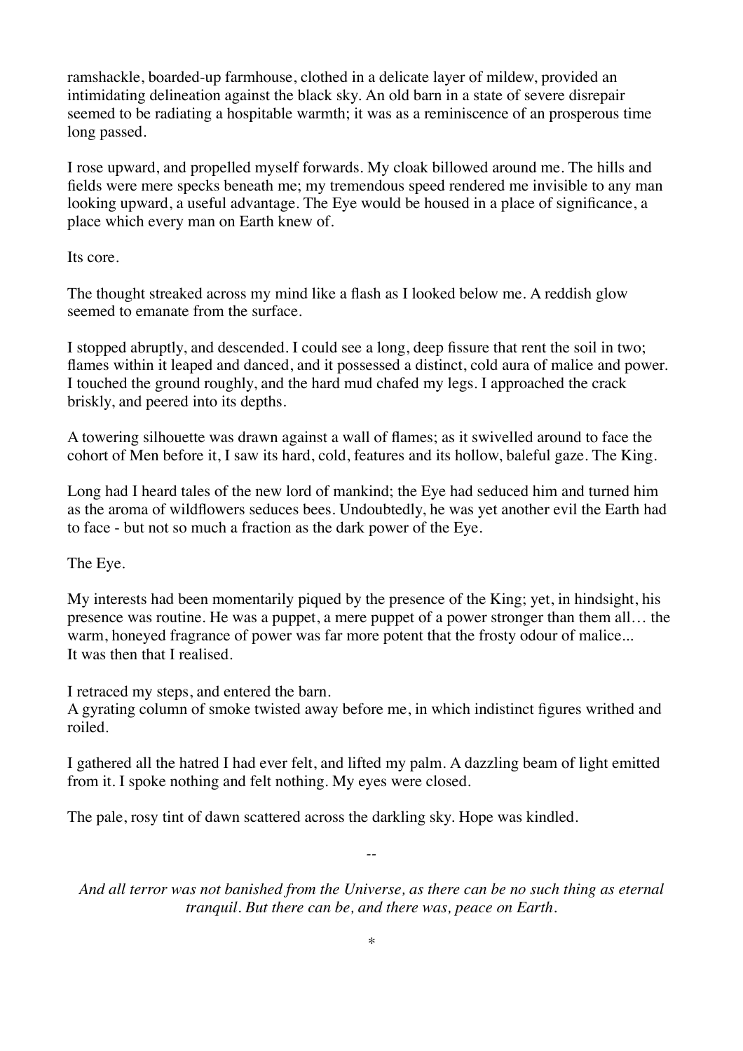ramshackle, boarded-up farmhouse, clothed in a delicate layer of mildew, provided an intimidating delineation against the black sky. An old barn in a state of severe disrepair seemed to be radiating a hospitable warmth; it was as a reminiscence of an prosperous time long passed.

I rose upward, and propelled myself forwards. My cloak billowed around me. The hills and fields were mere specks beneath me; my tremendous speed rendered me invisible to any man looking upward, a useful advantage. The Eye would be housed in a place of significance, a place which every man on Earth knew of.

Its core.

The thought streaked across my mind like a flash as I looked below me. A reddish glow seemed to emanate from the surface.

I stopped abruptly, and descended. I could see a long, deep fissure that rent the soil in two; flames within it leaped and danced, and it possessed a distinct, cold aura of malice and power. I touched the ground roughly, and the hard mud chafed my legs. I approached the crack briskly, and peered into its depths.

A towering silhouette was drawn against a wall of flames; as it swivelled around to face the cohort of Men before it, I saw its hard, cold, features and its hollow, baleful gaze. The King.

Long had I heard tales of the new lord of mankind; the Eye had seduced him and turned him as the aroma of wildflowers seduces bees. Undoubtedly, he was yet another evil the Earth had to face - but not so much a fraction as the dark power of the Eye.

The Eye.

My interests had been momentarily piqued by the presence of the King; yet, in hindsight, his presence was routine. He was a puppet, a mere puppet of a power stronger than them all… the warm, honeyed fragrance of power was far more potent that the frosty odour of malice...
It was then that I realised.

I retraced my steps, and entered the barn.
A gyrating column of smoke twisted away before me, in which indistinct figures writhed and roiled.

I gathered all the hatred I had ever felt, and lifted my palm. A dazzling beam of light emitted from it. I spoke nothing and felt nothing. My eyes were closed.

The pale, rosy tint of dawn scattered across the darkling sky. Hope was kindled.

--

*And all terror was not banished from the Universe, as there can be no such thing as eternal tranquil. But there can be, and there was, peace on Earth.*

*